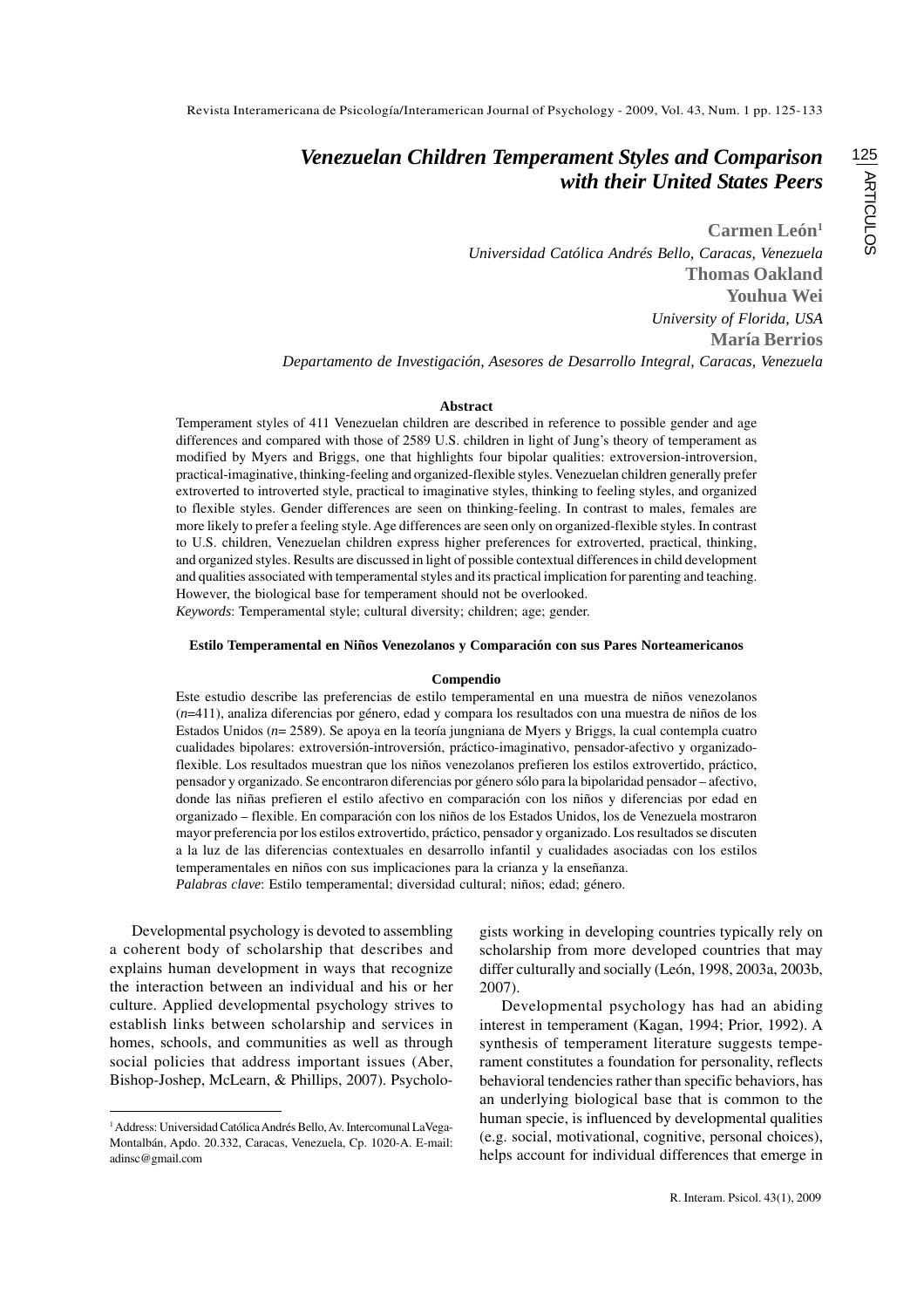# *Venezuelan Children Temperament Styles and Comparison with their United States Peers*

**Carmen León**[1]
*Universidad Católica Andrés Bello, Caracas, Venezuela*
**Thomas Oakland**
**Youhua Wei**
*University of Florida, USA*
**María Berrios**
*Departamento de Investigación, Asesores de Desarrollo Integral, Caracas, Venezuela*

### Abstract

Temperament styles of 411 Venezuelan children are described in reference to possible gender and age differences and compared with those of 2589 U.S. children in light of Jung's theory of temperament as modified by Myers and Briggs, one that highlights four bipolar qualities: extroversion-introversion, practical-imaginative, thinking-feeling and organized-flexible styles. Venezuelan children generally prefer extroverted to introverted style, practical to imaginative styles, thinking to feeling styles, and organized to flexible styles. Gender differences are seen on thinking-feeling. In contrast to males, females are more likely to prefer a feeling style. Age differences are seen only on organized-flexible styles. In contrast to U.S. children, Venezuelan children express higher preferences for extroverted, practical, thinking, and organized styles. Results are discussed in light of possible contextual differences in child development and qualities associated with temperamental styles and its practical implication for parenting and teaching. However, the biological base for temperament should not be overlooked.

*Keywords*: Temperamental style; cultural diversity; children; age; gender.

### Estilo Temperamental en Niños Venezolanos y Comparación con sus Pares Norteamericanos

### Compendio

Este estudio describe las preferencias de estilo temperamental en una muestra de niños venezolanos ($n$=411), analiza diferencias por género, edad y compara los resultados con una muestra de niños de los Estados Unidos ($n$= 2589). Se apoya en la teoría jungniana de Myers y Briggs, la cual contempla cuatro cualidades bipolares: extroversión-introversión, práctico-imaginativo, pensador-afectivo y organizado-flexible. Los resultados muestran que los niños venezolanos prefieren los estilos extrovertido, práctico, pensador y organizado. Se encontraron diferencias por género sólo para la bipolaridad pensador – afectivo, donde las niñas prefieren el estilo afectivo en comparación con los niños y diferencias por edad en organizado – flexible. En comparación con los niños de los Estados Unidos, los de Venezuela mostraron mayor preferencia por los estilos extrovertido, práctico, pensador y organizado. Los resultados se discuten a la luz de las diferencias contextuales en desarrollo infantil y cualidades asociadas con los estilos temperamentales en niños con sus implicaciones para la crianza y la enseñanza.

*Palabras clave*: Estilo temperamental; diversidad cultural; niños; edad; género.

Developmental psychology is devoted to assembling a coherent body of scholarship that describes and explains human development in ways that recognize the interaction between an individual and his or her culture. Applied developmental psychology strives to establish links between scholarship and services in homes, schools, and communities as well as through social policies that address important issues (Aber, Bishop-Joshep, McLearn, & Phillips, 2007). Psychologists working in developing countries typically rely on scholarship from more developed countries that may differ culturally and socially (León, 1998, 2003a, 2003b, 2007).

Developmental psychology has had an abiding interest in temperament (Kagan, 1994; Prior, 1992). A synthesis of temperament literature suggests temperament constitutes a foundation for personality, reflects behavioral tendencies rather than specific behaviors, has an underlying biological base that is common to the human specie, is influenced by developmental qualities (e.g. social, motivational, cognitive, personal choices), helps account for individual differences that emerge in

[1] Address: Universidad Católica Andrés Bello, Av. Intercomunal LaVega-Montalbán, Apdo. 20.332, Caracas, Venezuela, Cp. 1020-A. E-mail: adinsc@gmail.com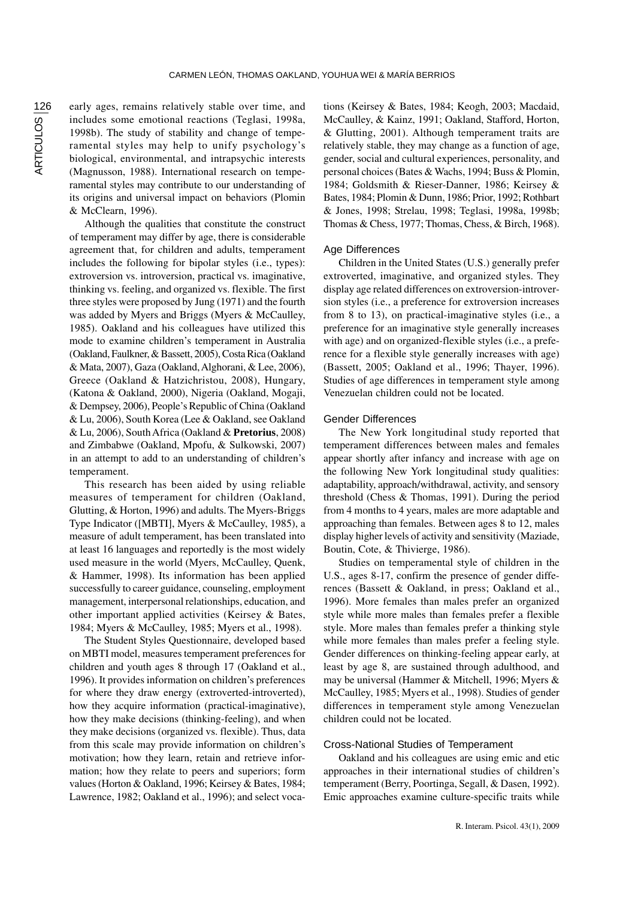early ages, remains relatively stable over time, and includes some emotional reactions (Teglasi, 1998a, 1998b). The study of stability and change of temperamental styles may help to unify psychology's biological, environmental, and intrapsychic interests (Magnusson, 1988). International research on temperamental styles may contribute to our understanding of its origins and universal impact on behaviors (Plomin & McClearn, 1996).

Although the qualities that constitute the construct of temperament may differ by age, there is considerable agreement that, for children and adults, temperament includes the following for bipolar styles (i.e., types): extroversion vs. introversion, practical vs. imaginative, thinking vs. feeling, and organized vs. flexible. The first three styles were proposed by Jung (1971) and the fourth was added by Myers and Briggs (Myers & McCaulley, 1985). Oakland and his colleagues have utilized this mode to examine children's temperament in Australia (Oakland, Faulkner, & Bassett, 2005), Costa Rica (Oakland & Mata, 2007), Gaza (Oakland, Alghorani, & Lee, 2006), Greece (Oakland & Hatzichristou, 2008), Hungary, (Katona & Oakland, 2000), Nigeria (Oakland, Mogaji, & Dempsey, 2006), People's Republic of China (Oakland & Lu, 2006), South Korea (Lee & Oakland, see Oakland & Lu, 2006), South Africa (Oakland & **Pretorius**, 2008) and Zimbabwe (Oakland, Mpofu, & Sulkowski, 2007) in an attempt to add to an understanding of children's temperament.

This research has been aided by using reliable measures of temperament for children (Oakland, Glutting, & Horton, 1996) and adults. The Myers-Briggs Type Indicator ([MBTI], Myers & McCaulley, 1985), a measure of adult temperament, has been translated into at least 16 languages and reportedly is the most widely used measure in the world (Myers, McCaulley, Quenk, & Hammer, 1998). Its information has been applied successfully to career guidance, counseling, employment management, interpersonal relationships, education, and other important applied activities (Keirsey & Bates, 1984; Myers & McCaulley, 1985; Myers et al., 1998).

The Student Styles Questionnaire, developed based on MBTI model, measures temperament preferences for children and youth ages 8 through 17 (Oakland et al., 1996). It provides information on children's preferences for where they draw energy (extroverted-introverted), how they acquire information (practical-imaginative), how they make decisions (thinking-feeling), and when they make decisions (organized vs. flexible). Thus, data from this scale may provide information on children's motivation; how they learn, retain and retrieve information; how they relate to peers and superiors; form values (Horton & Oakland, 1996; Keirsey & Bates, 1984; Lawrence, 1982; Oakland et al., 1996); and select vocations (Keirsey & Bates, 1984; Keogh, 2003; Macdaid, McCaulley, & Kainz, 1991; Oakland, Stafford, Horton, & Glutting, 2001). Although temperament traits are relatively stable, they may change as a function of age, gender, social and cultural experiences, personality, and personal choices (Bates & Wachs, 1994; Buss & Plomin, 1984; Goldsmith & Rieser-Danner, 1986; Keirsey & Bates, 1984; Plomin & Dunn, 1986; Prior, 1992; Rothbart & Jones, 1998; Strelau, 1998; Teglasi, 1998a, 1998b; Thomas & Chess, 1977; Thomas, Chess, & Birch, 1968).

### Age Differences

Children in the United States (U.S.) generally prefer extroverted, imaginative, and organized styles. They display age related differences on extroversion-introversion styles (i.e., a preference for extroversion increases from 8 to 13), on practical-imaginative styles (i.e., a preference for an imaginative style generally increases with age) and on organized-flexible styles (i.e., a preference for a flexible style generally increases with age) (Bassett, 2005; Oakland et al., 1996; Thayer, 1996). Studies of age differences in temperament style among Venezuelan children could not be located.

### Gender Differences

The New York longitudinal study reported that temperament differences between males and females appear shortly after infancy and increase with age on the following New York longitudinal study qualities: adaptability, approach/withdrawal, activity, and sensory threshold (Chess & Thomas, 1991). During the period from 4 months to 4 years, males are more adaptable and approaching than females. Between ages 8 to 12, males display higher levels of activity and sensitivity (Maziade, Boutin, Cote, & Thivierge, 1986).

Studies on temperamental style of children in the U.S., ages 8-17, confirm the presence of gender differences (Bassett & Oakland, in press; Oakland et al., 1996). More females than males prefer an organized style while more males than females prefer a flexible style. More males than females prefer a thinking style while more females than males prefer a feeling style. Gender differences on thinking-feeling appear early, at least by age 8, are sustained through adulthood, and may be universal (Hammer & Mitchell, 1996; Myers & McCaulley, 1985; Myers et al., 1998). Studies of gender differences in temperament style among Venezuelan children could not be located.

### Cross-National Studies of Temperament

Oakland and his colleagues are using emic and etic approaches in their international studies of children's temperament (Berry, Poortinga, Segall, & Dasen, 1992). Emic approaches examine culture-specific traits while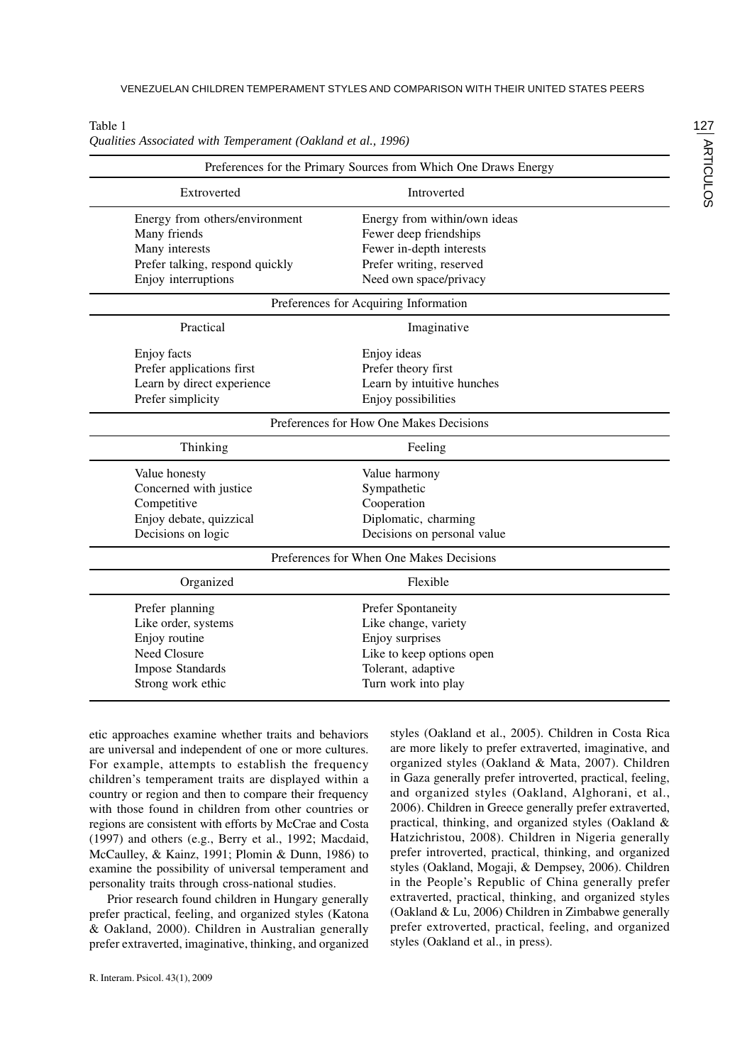Table 1
*Qualities Associated with Temperament (Oakland et al., 1996)*

| Preferences for the Primary Sources from Which One Draws Energy | |
|---|---|
| Extroverted | Introverted |
| Energy from others/environment | Energy from within/own ideas |
| Many friends | Fewer deep friendships |
| Many interests | Fewer in-depth interests |
| Prefer talking, respond quickly | Prefer writing, reserved |
| Enjoy interruptions | Need own space/privacy |
| **Preferences for Acquiring Information** | |
| Practical | Imaginative |
| Enjoy facts | Enjoy ideas |
| Prefer applications first | Prefer theory first |
| Learn by direct experience | Learn by intuitive hunches |
| Prefer simplicity | Enjoy possibilities |
| **Preferences for How One Makes Decisions** | |
| Thinking | Feeling |
| Value honesty | Value harmony |
| Concerned with justice | Sympathetic |
| Competitive | Cooperation |
| Enjoy debate, quizzical | Diplomatic, charming |
| Decisions on logic | Decisions on personal value |
| **Preferences for When One Makes Decisions** | |
| Organized | Flexible |
| Prefer planning | Prefer Spontaneity |
| Like order, systems | Like change, variety |
| Enjoy routine | Enjoy surprises |
| Need Closure | Like to keep options open |
| Impose Standards | Tolerant, adaptive |
| Strong work ethic | Turn work into play |

etic approaches examine whether traits and behaviors are universal and independent of one or more cultures. For example, attempts to establish the frequency children's temperament traits are displayed within a country or region and then to compare their frequency with those found in children from other countries or regions are consistent with efforts by McCrae and Costa (1997) and others (e.g., Berry et al., 1992; Macdaid, McCaulley, & Kainz, 1991; Plomin & Dunn, 1986) to examine the possibility of universal temperament and personality traits through cross-national studies.

Prior research found children in Hungary generally prefer practical, feeling, and organized styles (Katona & Oakland, 2000). Children in Australian generally prefer extraverted, imaginative, thinking, and organized styles (Oakland et al., 2005). Children in Costa Rica are more likely to prefer extraverted, imaginative, and organized styles (Oakland & Mata, 2007). Children in Gaza generally prefer introverted, practical, feeling, and organized styles (Oakland, Alghorani, et al., 2006). Children in Greece generally prefer extraverted, practical, thinking, and organized styles (Oakland & Hatzichristou, 2008). Children in Nigeria generally prefer introverted, practical, thinking, and organized styles (Oakland, Mogaji, & Dempsey, 2006). Children in the People's Republic of China generally prefer extraverted, practical, thinking, and organized styles (Oakland & Lu, 2006) Children in Zimbabwe generally prefer extroverted, practical, feeling, and organized styles (Oakland et al., in press).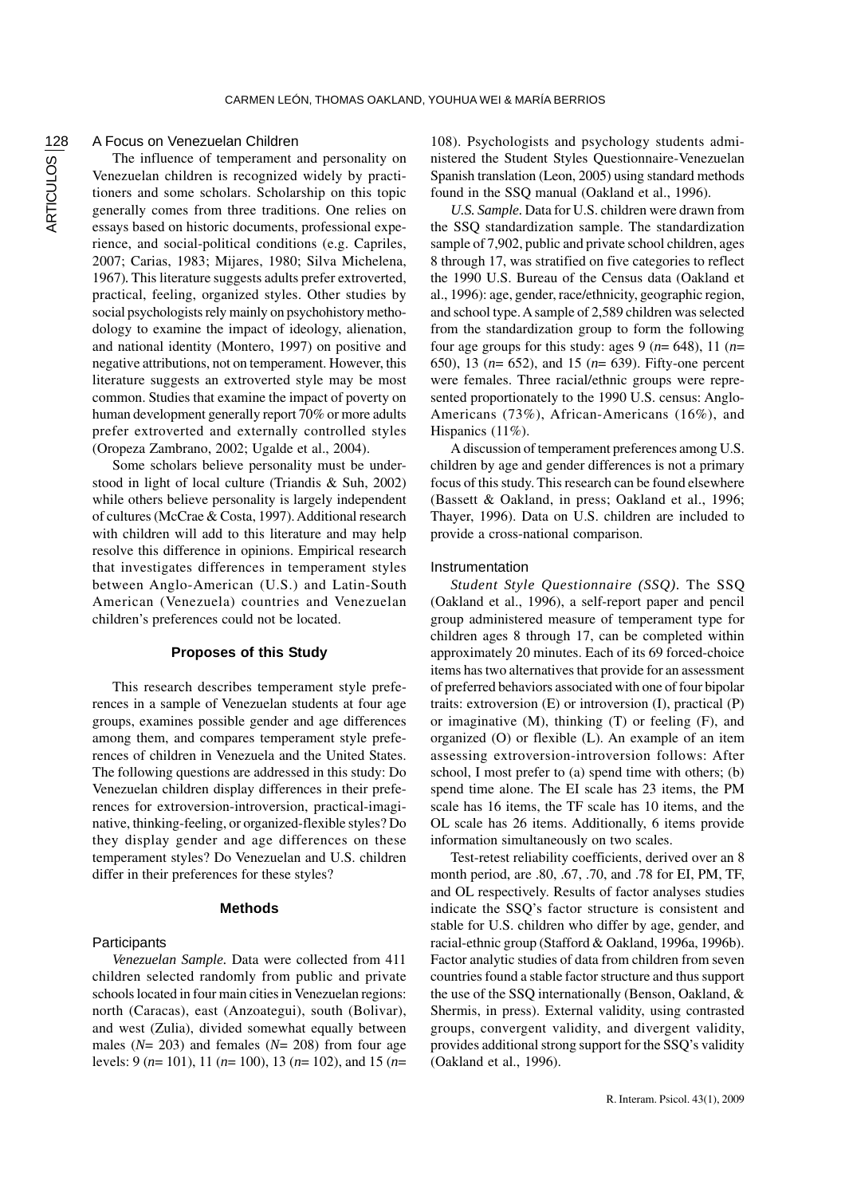### A Focus on Venezuelan Children

The influence of temperament and personality on Venezuelan children is recognized widely by practitioners and some scholars. Scholarship on this topic generally comes from three traditions. One relies on essays based on historic documents, professional experience, and social-political conditions (e.g. Capriles, 2007; Carias, 1983; Mijares, 1980; Silva Michelena, 1967). This literature suggests adults prefer extroverted, practical, feeling, organized styles. Other studies by social psychologists rely mainly on psychohistory methodology to examine the impact of ideology, alienation, and national identity (Montero, 1997) on positive and negative attributions, not on temperament. However, this literature suggests an extroverted style may be most common. Studies that examine the impact of poverty on human development generally report 70% or more adults prefer extroverted and externally controlled styles (Oropeza Zambrano, 2002; Ugalde et al., 2004).

Some scholars believe personality must be understood in light of local culture (Triandis & Suh, 2002) while others believe personality is largely independent of cultures (McCrae & Costa, 1997). Additional research with children will add to this literature and may help resolve this difference in opinions. Empirical research that investigates differences in temperament styles between Anglo-American (U.S.) and Latin-South American (Venezuela) countries and Venezuelan children's preferences could not be located.

## Proposes of this Study

This research describes temperament style preferences in a sample of Venezuelan students at four age groups, examines possible gender and age differences among them, and compares temperament style preferences of children in Venezuela and the United States. The following questions are addressed in this study: Do Venezuelan children display differences in their preferences for extroversion-introversion, practical-imaginative, thinking-feeling, or organized-flexible styles? Do they display gender and age differences on these temperament styles? Do Venezuelan and U.S. children differ in their preferences for these styles?

## Methods

### Participants

*Venezuelan Sample.* Data were collected from 411 children selected randomly from public and private schools located in four main cities in Venezuelan regions: north (Caracas), east (Anzoategui), south (Bolivar), and west (Zulia), divided somewhat equally between males (*N*= 203) and females (*N*= 208) from four age levels: 9 (*n*= 101), 11 (*n*= 100), 13 (*n*= 102), and 15 (*n*= 108). Psychologists and psychology students administered the Student Styles Questionnaire-Venezuelan Spanish translation (Leon, 2005) using standard methods found in the SSQ manual (Oakland et al., 1996).

*U.S. Sample.* Data for U.S. children were drawn from the SSQ standardization sample. The standardization sample of 7,902, public and private school children, ages 8 through 17, was stratified on five categories to reflect the 1990 U.S. Bureau of the Census data (Oakland et al., 1996): age, gender, race/ethnicity, geographic region, and school type. A sample of 2,589 children was selected from the standardization group to form the following four age groups for this study: ages 9 (*n*= 648), 11 (*n*= 650), 13 (*n*= 652), and 15 (*n*= 639). Fifty-one percent were females. Three racial/ethnic groups were represented proportionately to the 1990 U.S. census: Anglo-Americans (73%), African-Americans (16%), and Hispanics (11%).

A discussion of temperament preferences among U.S. children by age and gender differences is not a primary focus of this study. This research can be found elsewhere (Bassett & Oakland, in press; Oakland et al., 1996; Thayer, 1996). Data on U.S. children are included to provide a cross-national comparison.

### Instrumentation

*Student Style Questionnaire (SSQ).* The SSQ (Oakland et al., 1996), a self-report paper and pencil group administered measure of temperament type for children ages 8 through 17, can be completed within approximately 20 minutes. Each of its 69 forced-choice items has two alternatives that provide for an assessment of preferred behaviors associated with one of four bipolar traits: extroversion (E) or introversion (I), practical (P) or imaginative (M), thinking (T) or feeling (F), and organized (O) or flexible (L). An example of an item assessing extroversion-introversion follows: After school, I most prefer to (a) spend time with others; (b) spend time alone. The EI scale has 23 items, the PM scale has 16 items, the TF scale has 10 items, and the OL scale has 26 items. Additionally, 6 items provide information simultaneously on two scales.

Test-retest reliability coefficients, derived over an 8 month period, are .80, .67, .70, and .78 for EI, PM, TF, and OL respectively. Results of factor analyses studies indicate the SSQ's factor structure is consistent and stable for U.S. children who differ by age, gender, and racial-ethnic group (Stafford & Oakland, 1996a, 1996b). Factor analytic studies of data from children from seven countries found a stable factor structure and thus support the use of the SSQ internationally (Benson, Oakland, & Shermis, in press). External validity, using contrasted groups, convergent validity, and divergent validity, provides additional strong support for the SSQ's validity (Oakland et al., 1996).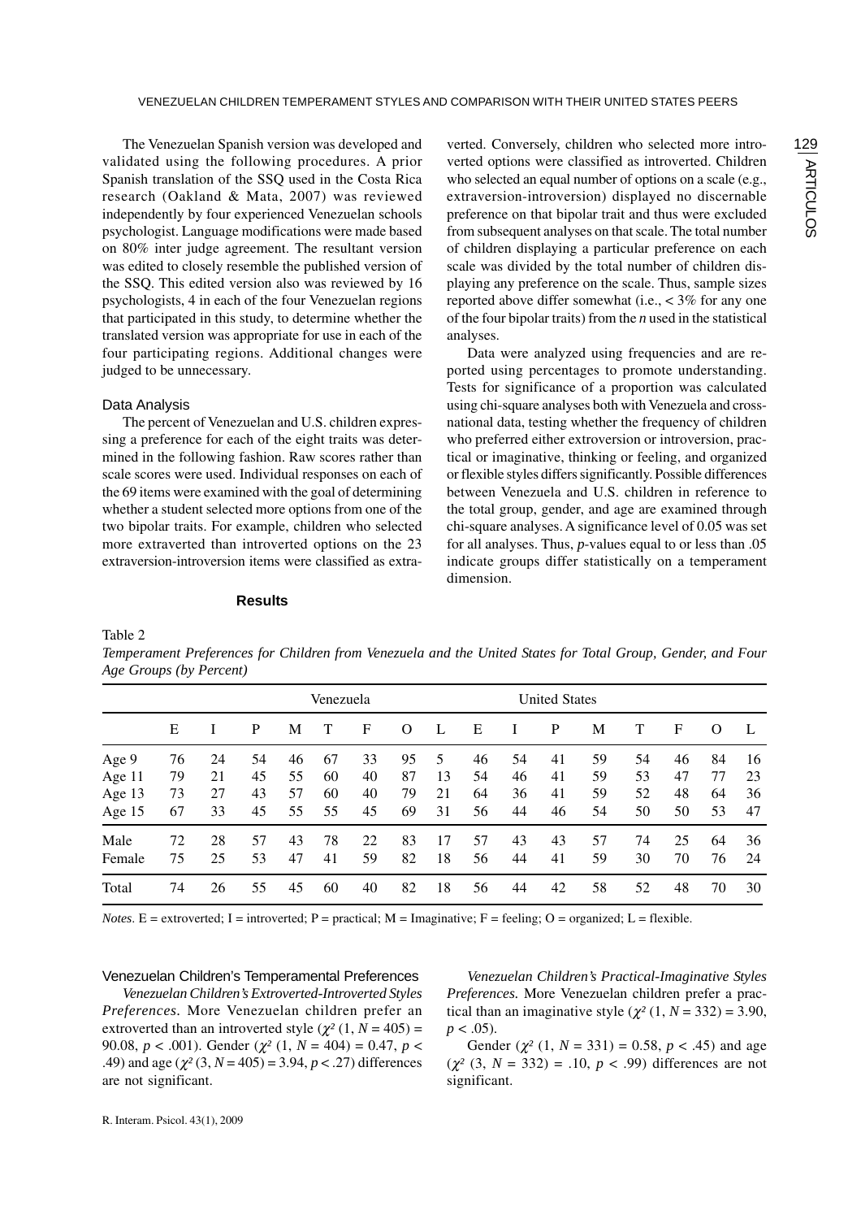The Venezuelan Spanish version was developed and validated using the following procedures. A prior Spanish translation of the SSQ used in the Costa Rica research (Oakland & Mata, 2007) was reviewed independently by four experienced Venezuelan schools psychologist. Language modifications were made based on 80% inter judge agreement. The resultant version was edited to closely resemble the published version of the SSQ. This edited version also was reviewed by 16 psychologists, 4 in each of the four Venezuelan regions that participated in this study, to determine whether the translated version was appropriate for use in each of the four participating regions. Additional changes were judged to be unnecessary.

### Data Analysis

The percent of Venezuelan and U.S. children expressing a preference for each of the eight traits was determined in the following fashion. Raw scores rather than scale scores were used. Individual responses on each of the 69 items were examined with the goal of determining whether a student selected more options from one of the two bipolar traits. For example, children who selected more extraverted than introverted options on the 23 extraversion-introversion items were classified as extraverted. Conversely, children who selected more introverted options were classified as introverted. Children who selected an equal number of options on a scale (e.g., extraversion-introversion) displayed no discernable preference on that bipolar trait and thus were excluded from subsequent analyses on that scale. The total number of children displaying a particular preference on each scale was divided by the total number of children displaying any preference on the scale. Thus, sample sizes reported above differ somewhat (i.e., < 3% for any one of the four bipolar traits) from the *n* used in the statistical analyses.

Data were analyzed using frequencies and are reported using percentages to promote understanding. Tests for significance of a proportion was calculated using chi-square analyses both with Venezuela and cross-national data, testing whether the frequency of children who preferred either extroversion or introversion, practical or imaginative, thinking or feeling, and organized or flexible styles differs significantly. Possible differences between Venezuela and U.S. children in reference to the total group, gender, and age are examined through chi-square analyses. A significance level of 0.05 was set for all analyses. Thus, *p*-values equal to or less than .05 indicate groups differ statistically on a temperament dimension.

## Results

Table 2

*Temperament Preferences for Children from Venezuela and the United States for Total Group, Gender, and Four Age Groups (by Percent)*

| | Venezuela | | | | | | | | United States | | | | | | | |
|---|---|---|---|---|---|---|---|---|---|---|---|---|---|---|---|---|
| | E | I | P | M | T | F | O | L | E | I | P | M | T | F | O | L |
| Age 9 | 76 | 24 | 54 | 46 | 67 | 33 | 95 | 5 | 46 | 54 | 41 | 59 | 54 | 46 | 84 | 16 |
| Age 11 | 79 | 21 | 45 | 55 | 60 | 40 | 87 | 13 | 54 | 46 | 41 | 59 | 53 | 47 | 77 | 23 |
| Age 13 | 73 | 27 | 43 | 57 | 60 | 40 | 79 | 21 | 64 | 36 | 41 | 59 | 52 | 48 | 64 | 36 |
| Age 15 | 67 | 33 | 45 | 55 | 55 | 45 | 69 | 31 | 56 | 44 | 46 | 54 | 50 | 50 | 53 | 47 |
| Male | 72 | 28 | 57 | 43 | 78 | 22 | 83 | 17 | 57 | 43 | 43 | 57 | 74 | 25 | 64 | 36 |
| Female | 75 | 25 | 53 | 47 | 41 | 59 | 82 | 18 | 56 | 44 | 41 | 59 | 30 | 70 | 76 | 24 |
| Total | 74 | 26 | 55 | 45 | 60 | 40 | 82 | 18 | 56 | 44 | 42 | 58 | 52 | 48 | 70 | 30 |

*Notes.* E = extroverted; I = introverted; P = practical; M = Imaginative; F = feeling; O = organized; L = flexible.

### Venezuelan Children's Temperamental Preferences

*Venezuelan Children's Extroverted-Introverted Styles Preferences.* More Venezuelan children prefer an extroverted than an introverted style ($\chi^2$ (1, $N$ = 405) = 90.08, $p$ < .001). Gender ($\chi^2$ (1, $N$ = 404) = 0.47, $p$ < .49) and age ($\chi^2$ (3, $N$ = 405) = 3.94, $p$ < .27) differences are not significant.

*Venezuelan Children's Practical-Imaginative Styles Preferences.* More Venezuelan children prefer a practical than an imaginative style ($\chi^2$ (1, $N$ = 332) = 3.90, $p$ < .05).

Gender ($\chi^2$ (1, $N$ = 331) = 0.58, $p$ < .45) and age ($\chi^2$ (3, $N$ = 332) = .10, $p$ < .99) differences are not significant.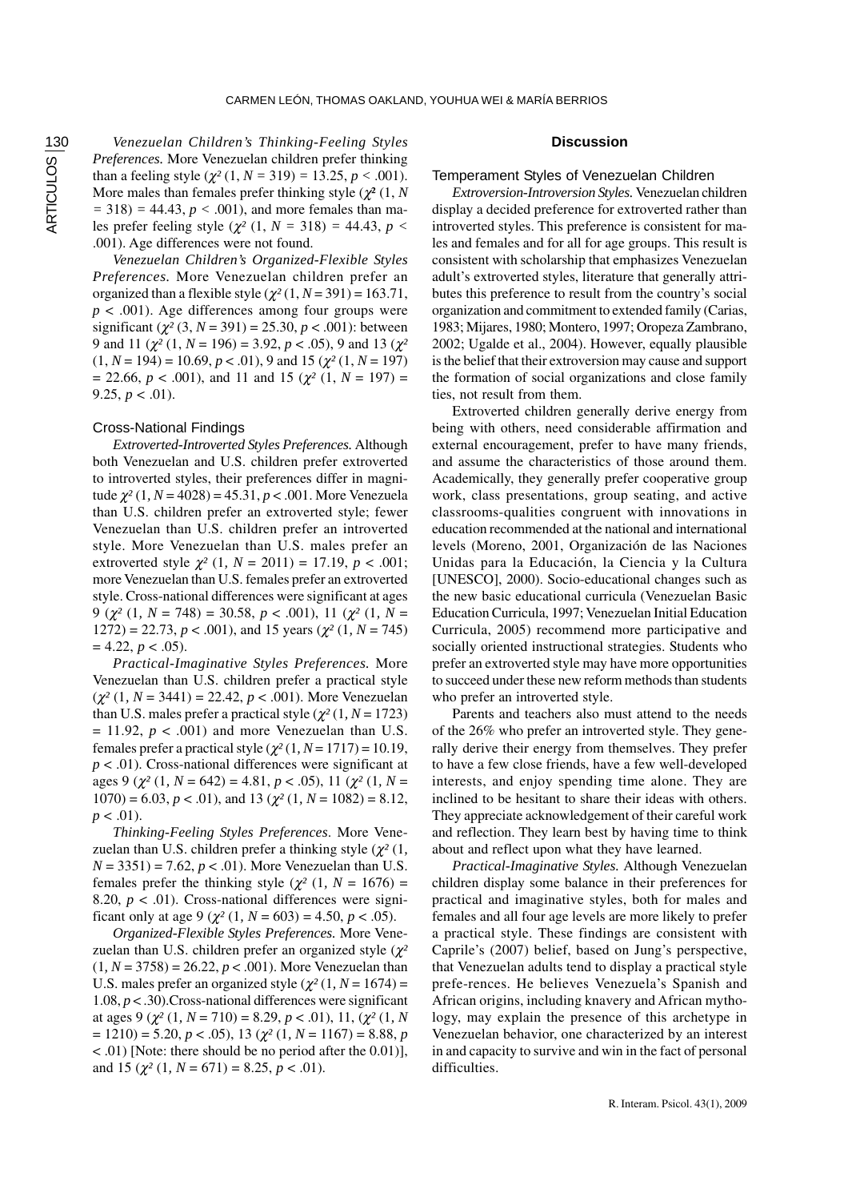*Venezuelan Children's Thinking-Feeling Styles Preferences.* More Venezuelan children prefer thinking than a feeling style ($\chi^2$ (1, $N$ = 319) = 13.25, $p$ < .001). More males than females prefer thinking style ($\chi^2$ (1, $N$ = 318) = 44.43, $p$ < .001), and more females than males prefer feeling style ($\chi^2$ (1, $N$ = 318) = 44.43, $p$ < .001). Age differences were not found.

*Venezuelan Children's Organized-Flexible Styles Preferences.* More Venezuelan children prefer an organized than a flexible style ($\chi^2$ (1, $N$ = 391) = 163.71, $p$ < .001). Age differences among four groups were significant ($\chi^2$ (3, $N$ = 391) = 25.30, $p$ < .001): between 9 and 11 ($\chi^2$ (1, $N$ = 196) = 3.92, $p$ < .05), 9 and 13 ($\chi^2$ (1, $N$ = 194) = 10.69, $p$ < .01), 9 and 15 ($\chi^2$ (1, $N$ = 197) = 22.66, $p$ < .001), and 11 and 15 ($\chi^2$ (1, $N$ = 197) = 9.25, $p$ < .01).

### Cross-National Findings

*Extroverted-Introverted Styles Preferences.* Although both Venezuelan and U.S. children prefer extroverted to introverted styles, their preferences differ in magnitude $\chi^2$ (1, $N$ = 4028) = 45.31, $p$ < .001. More Venezuela than U.S. children prefer an extroverted style; fewer Venezuelan than U.S. children prefer an introverted style. More Venezuelan than U.S. males prefer an extroverted style $\chi^2$ (1, $N$ = 2011) = 17.19, $p$ < .001; more Venezuelan than U.S. females prefer an extroverted style. Cross-national differences were significant at ages 9 ($\chi^2$ (1, $N$ = 748) = 30.58, $p$ < .001), 11 ($\chi^2$ (1, $N$ = 1272) = 22.73, $p$ < .001), and 15 years ($\chi^2$ (1, $N$ = 745) = 4.22, $p$ < .05).

*Practical-Imaginative Styles Preferences.* More Venezuelan than U.S. children prefer a practical style ($\chi^2$ (1, $N$ = 3441) = 22.42, $p$ < .001). More Venezuelan than U.S. males prefer a practical style ($\chi^2$ (1, $N$ = 1723) = 11.92, $p$ < .001) and more Venezuelan than U.S. females prefer a practical style ($\chi^2$ (1, $N$ = 1717) = 10.19, $p$ < .01). Cross-national differences were significant at ages 9 ($\chi^2$ (1, $N$ = 642) = 4.81, $p$ < .05), 11 ($\chi^2$ (1, $N$ = 1070) = 6.03, $p$ < .01), and 13 ($\chi^2$ (1, $N$ = 1082) = 8.12, $p$ < .01).

*Thinking-Feeling Styles Preferences.* More Venezuelan than U.S. children prefer a thinking style ($\chi^2$ (1, $N$ = 3351) = 7.62, $p$ < .01). More Venezuelan than U.S. females prefer the thinking style ($\chi^2$ (1, $N$ = 1676) = 8.20, $p$ < .01). Cross-national differences were significant only at age 9 ($\chi^2$ (1, $N$ = 603) = 4.50, $p$ < .05).

*Organized-Flexible Styles Preferences.* More Venezuelan than U.S. children prefer an organized style ($\chi^2$ (1, $N$ = 3758) = 26.22, $p$ < .001). More Venezuelan than U.S. males prefer an organized style ($\chi^2$ (1, $N$ = 1674) = 1.08, $p$ < .30).Cross-national differences were significant at ages 9 ($\chi^2$ (1, $N$ = 710) = 8.29, $p$ < .01), 11, ($\chi^2$ (1, $N$ = 1210) = 5.20, $p$ < .05), 13 ($\chi^2$ (1, $N$ = 1167) = 8.88, $p$ < .01) [Note: there should be no period after the 0.01)], and 15 ($\chi^2$ (1, $N$ = 671) = 8.25, $p$ < .01).

## Discussion

### Temperament Styles of Venezuelan Children

*Extroversion-Introversion Styles.* Venezuelan children display a decided preference for extroverted rather than introverted styles. This preference is consistent for males and females and for all for age groups. This result is consistent with scholarship that emphasizes Venezuelan adult's extroverted styles, literature that generally attributes this preference to result from the country's social organization and commitment to extended family (Carias, 1983; Mijares, 1980; Montero, 1997; Oropeza Zambrano, 2002; Ugalde et al., 2004). However, equally plausible is the belief that their extroversion may cause and support the formation of social organizations and close family ties, not result from them.

Extroverted children generally derive energy from being with others, need considerable affirmation and external encouragement, prefer to have many friends, and assume the characteristics of those around them. Academically, they generally prefer cooperative group work, class presentations, group seating, and active classrooms-qualities congruent with innovations in education recommended at the national and international levels (Moreno, 2001, Organización de las Naciones Unidas para la Educación, la Ciencia y la Cultura [UNESCO], 2000). Socio-educational changes such as the new basic educational curricula (Venezuelan Basic Education Curricula, 1997; Venezuelan Initial Education Curricula, 2005) recommend more participative and socially oriented instructional strategies. Students who prefer an extroverted style may have more opportunities to succeed under these new reform methods than students who prefer an introverted style.

Parents and teachers also must attend to the needs of the 26% who prefer an introverted style. They generally derive their energy from themselves. They prefer to have a few close friends, have a few well-developed interests, and enjoy spending time alone. They are inclined to be hesitant to share their ideas with others. They appreciate acknowledgement of their careful work and reflection. They learn best by having time to think about and reflect upon what they have learned.

*Practical-Imaginative Styles.* Although Venezuelan children display some balance in their preferences for practical and imaginative styles, both for males and females and all four age levels are more likely to prefer a practical style. These findings are consistent with Caprile's (2007) belief, based on Jung's perspective, that Venezuelan adults tend to display a practical style prefe-rences. He believes Venezuela's Spanish and African origins, including knavery and African mythology, may explain the presence of this archetype in Venezuelan behavior, one characterized by an interest in and capacity to survive and win in the fact of personal difficulties.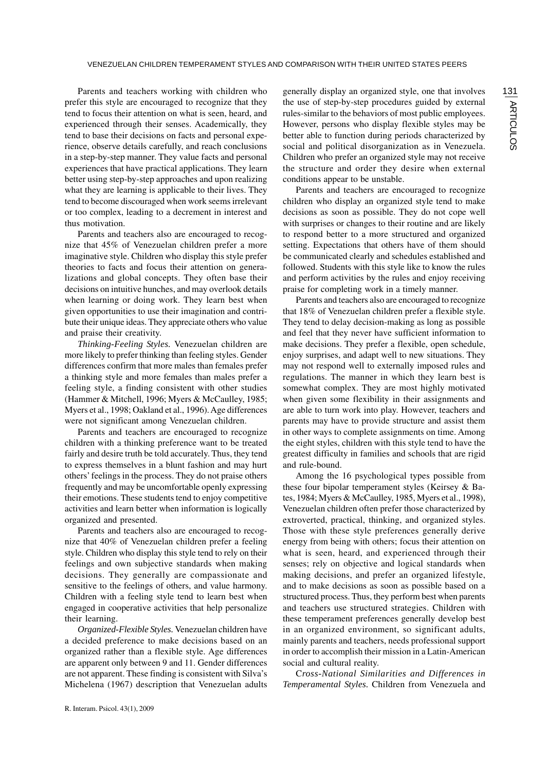Parents and teachers working with children who prefer this style are encouraged to recognize that they tend to focus their attention on what is seen, heard, and experienced through their senses. Academically, they tend to base their decisions on facts and personal experience, observe details carefully, and reach conclusions in a step-by-step manner. They value facts and personal experiences that have practical applications. They learn better using step-by-step approaches and upon realizing what they are learning is applicable to their lives. They tend to become discouraged when work seems irrelevant or too complex, leading to a decrement in interest and thus motivation.

Parents and teachers also are encouraged to recognize that 45% of Venezuelan children prefer a more imaginative style. Children who display this style prefer theories to facts and focus their attention on generalizations and global concepts. They often base their decisions on intuitive hunches, and may overlook details when learning or doing work. They learn best when given opportunities to use their imagination and contribute their unique ideas. They appreciate others who value and praise their creativity.

*Thinking-Feeling Styles.* Venezuelan children are more likely to prefer thinking than feeling styles. Gender differences confirm that more males than females prefer a thinking style and more females than males prefer a feeling style, a finding consistent with other studies (Hammer & Mitchell, 1996; Myers & McCaulley, 1985; Myers et al., 1998; Oakland et al., 1996). Age differences were not significant among Venezuelan children.

Parents and teachers are encouraged to recognize children with a thinking preference want to be treated fairly and desire truth be told accurately. Thus, they tend to express themselves in a blunt fashion and may hurt others' feelings in the process. They do not praise others frequently and may be uncomfortable openly expressing their emotions. These students tend to enjoy competitive activities and learn better when information is logically organized and presented.

Parents and teachers also are encouraged to recognize that 40% of Venezuelan children prefer a feeling style. Children who display this style tend to rely on their feelings and own subjective standards when making decisions. They generally are compassionate and sensitive to the feelings of others, and value harmony. Children with a feeling style tend to learn best when engaged in cooperative activities that help personalize their learning.

*Organized-Flexible Styles.* Venezuelan children have a decided preference to make decisions based on an organized rather than a flexible style. Age differences are apparent only between 9 and 11. Gender differences are not apparent. These finding is consistent with Silva's Michelena (1967) description that Venezuelan adults generally display an organized style, one that involves the use of step-by-step procedures guided by external rules-similar to the behaviors of most public employees. However, persons who display flexible styles may be better able to function during periods characterized by social and political disorganization as in Venezuela. Children who prefer an organized style may not receive the structure and order they desire when external conditions appear to be unstable.

Parents and teachers are encouraged to recognize children who display an organized style tend to make decisions as soon as possible. They do not cope well with surprises or changes to their routine and are likely to respond better to a more structured and organized setting. Expectations that others have of them should be communicated clearly and schedules established and followed. Students with this style like to know the rules and perform activities by the rules and enjoy receiving praise for completing work in a timely manner.

Parents and teachers also are encouraged to recognize that 18% of Venezuelan children prefer a flexible style. They tend to delay decision-making as long as possible and feel that they never have sufficient information to make decisions. They prefer a flexible, open schedule, enjoy surprises, and adapt well to new situations. They may not respond well to externally imposed rules and regulations. The manner in which they learn best is somewhat complex. They are most highly motivated when given some flexibility in their assignments and are able to turn work into play. However, teachers and parents may have to provide structure and assist them in other ways to complete assignments on time. Among the eight styles, children with this style tend to have the greatest difficulty in families and schools that are rigid and rule-bound.

Among the 16 psychological types possible from these four bipolar temperament styles (Keirsey & Bates, 1984; Myers & McCaulley, 1985, Myers et al., 1998), Venezuelan children often prefer those characterized by extroverted, practical, thinking, and organized styles. Those with these style preferences generally derive energy from being with others; focus their attention on what is seen, heard, and experienced through their senses; rely on objective and logical standards when making decisions, and prefer an organized lifestyle, and to make decisions as soon as possible based on a structured process. Thus, they perform best when parents and teachers use structured strategies. Children with these temperament preferences generally develop best in an organized environment, so significant adults, mainly parents and teachers, needs professional support in order to accomplish their mission in a Latin-American social and cultural reality.

*Cross-National Similarities and Differences in Temperamental Styles.* Children from Venezuela and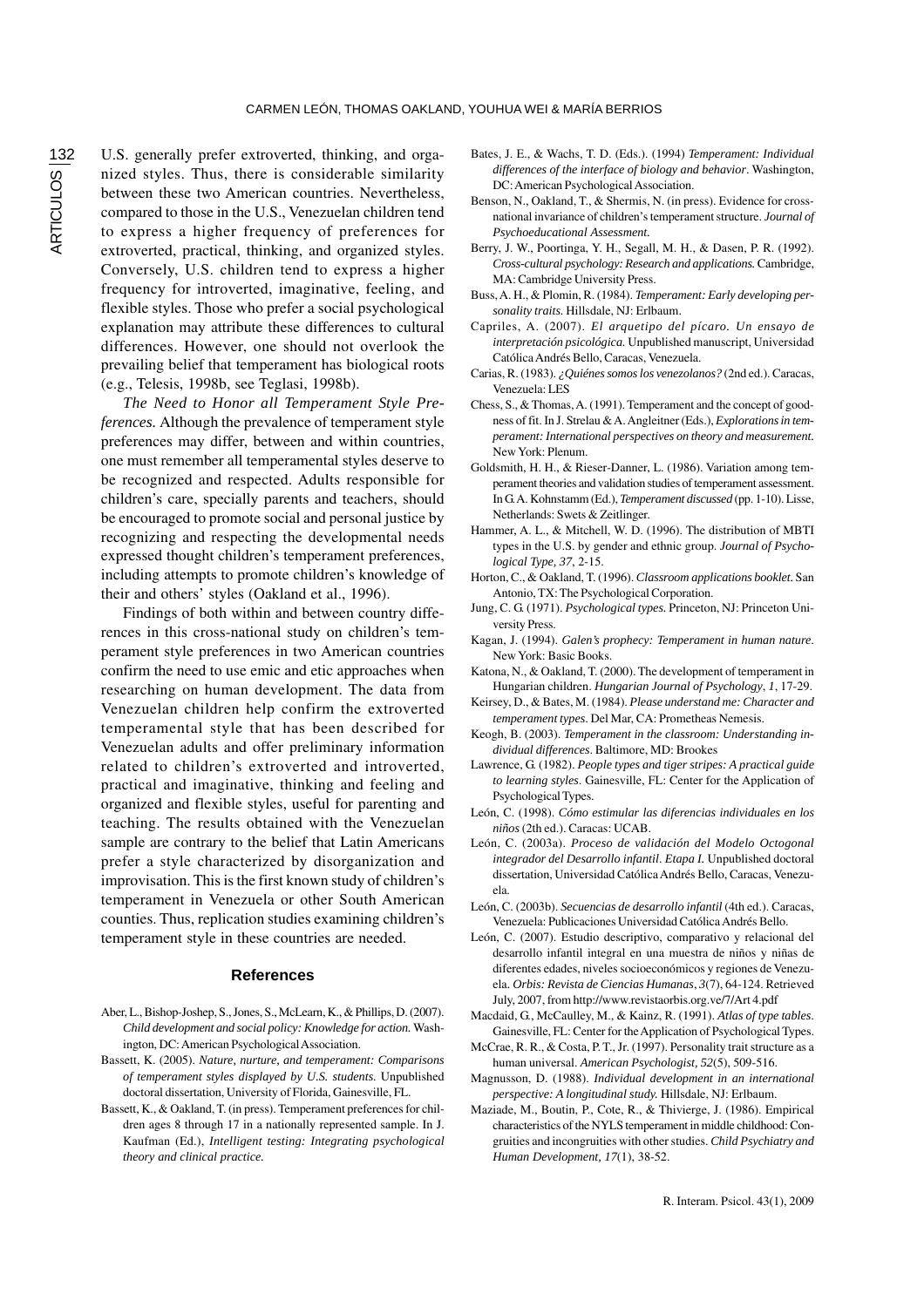U.S. generally prefer extroverted, thinking, and organized styles. Thus, there is considerable similarity between these two American countries. Nevertheless, compared to those in the U.S., Venezuelan children tend to express a higher frequency of preferences for extroverted, practical, thinking, and organized styles. Conversely, U.S. children tend to express a higher frequency for introverted, imaginative, feeling, and flexible styles. Those who prefer a social psychological explanation may attribute these differences to cultural differences. However, one should not overlook the prevailing belief that temperament has biological roots (e.g., Telesis, 1998b, see Teglasi, 1998b).

*The Need to Honor all Temperament Style Preferences.* Although the prevalence of temperament style preferences may differ, between and within countries, one must remember all temperamental styles deserve to be recognized and respected. Adults responsible for children's care, specially parents and teachers, should be encouraged to promote social and personal justice by recognizing and respecting the developmental needs expressed thought children's temperament preferences, including attempts to promote children's knowledge of their and others' styles (Oakland et al., 1996).

Findings of both within and between country differences in this cross-national study on children's temperament style preferences in two American countries confirm the need to use emic and etic approaches when researching on human development. The data from Venezuelan children help confirm the extroverted temperamental style that has been described for Venezuelan adults and offer preliminary information related to children's extroverted and introverted, practical and imaginative, thinking and feeling and organized and flexible styles, useful for parenting and teaching. The results obtained with the Venezuelan sample are contrary to the belief that Latin Americans prefer a style characterized by disorganization and improvisation. This is the first known study of children's temperament in Venezuela or other South American counties. Thus, replication studies examining children's temperament style in these countries are needed.

## References

Aber, L., Bishop-Joshep, S., Jones, S., McLearn, K., & Phillips, D. (2007). *Child development and social policy: Knowledge for action.* Washington, DC: American Psychological Association.

Bassett, K. (2005). *Nature, nurture, and temperament: Comparisons of temperament styles displayed by U.S. students.* Unpublished doctoral dissertation, University of Florida, Gainesville, FL.

Bassett, K., & Oakland, T. (in press). Temperament preferences for children ages 8 through 17 in a nationally represented sample. In J. Kaufman (Ed.), *Intelligent testing: Integrating psychological theory and clinical practice.*

Bates, J. E., & Wachs, T. D. (Eds.). (1994) *Temperament: Individual differences of the interface of biology and behavior*. Washington, DC: American Psychological Association.

Benson, N., Oakland, T., & Shermis, N. (in press). Evidence for cross-national invariance of children's temperament structure. *Journal of Psychoeducational Assessment.*

Berry, J. W., Poortinga, Y. H., Segall, M. H., & Dasen, P. R. (1992). *Cross-cultural psychology: Research and applications.* Cambridge, MA: Cambridge University Press.

Buss, A. H., & Plomin, R. (1984). *Temperament: Early developing personality traits.* Hillsdale, NJ: Erlbaum.

Capriles, A. (2007). *El arquetipo del pícaro. Un ensayo de interpretación psicológica.* Unpublished manuscript, Universidad Católica Andrés Bello, Caracas, Venezuela.

Carias, R. (1983). *¿Quiénes somos los venezolanos?* (2nd ed.). Caracas, Venezuela: LES

Chess, S., & Thomas, A. (1991). Temperament and the concept of goodness of fit. In J. Strelau & A. Angleitner (Eds.), *Explorations in temperament: International perspectives on theory and measurement.* New York: Plenum.

Goldsmith, H. H., & Rieser-Danner, L. (1986). Variation among temperament theories and validation studies of temperament assessment. In G. A. Kohnstamm (Ed.), *Temperament discussed* (pp. 1-10). Lisse, Netherlands: Swets & Zeitlinger.

Hammer, A. L., & Mitchell, W. D. (1996). The distribution of MBTI types in the U.S. by gender and ethnic group. *Journal of Psychological Type, 37*, 2-15.

Horton, C., & Oakland, T. (1996). *Classroom applications booklet.* San Antonio, TX: The Psychological Corporation.

Jung, C. G. (1971). *Psychological types.* Princeton, NJ: Princeton University Press.

Kagan, J. (1994). *Galen's prophecy: Temperament in human nature*. New York: Basic Books.

Katona, N., & Oakland, T. (2000). The development of temperament in Hungarian children. *Hungarian Journal of Psychology*, *1*, 17-29.

Keirsey, D., & Bates, M. (1984). *Please understand me: Character and temperament types*. Del Mar, CA: Prometheas Nemesis.

Keogh, B. (2003). *Temperament in the classroom: Understanding individual differences*. Baltimore, MD: Brookes

Lawrence, G. (1982). *People types and tiger stripes: A practical guide to learning styles*. Gainesville, FL: Center for the Application of Psychological Types.

León, C. (1998). *Cómo estimular las diferencias individuales en los niños* (2th ed.). Caracas: UCAB.

León, C. (2003a). *Proceso de validación del Modelo Octogonal integrador del Desarrollo infantil*. *Etapa I.* Unpublished doctoral dissertation, Universidad Católica Andrés Bello, Caracas, Venezuela.

León, C. (2003b). *Secuencias de desarrollo infantil* (4th ed.). Caracas, Venezuela: Publicaciones Universidad Católica Andrés Bello.

León, C. (2007). Estudio descriptivo, comparativo y relacional del desarrollo infantil integral en una muestra de niños y niñas de diferentes edades, niveles socioeconómicos y regiones de Venezuela. *Orbis: Revista de Ciencias Humanas*, *3*(7), 64-124. Retrieved July, 2007, from http://www.revistaorbis.org.ve/7/Art 4.pdf

Macdaid, G., McCaulley, M., & Kainz, R. (1991). *Atlas of type tables*. Gainesville, FL: Center for the Application of Psychological Types.

McCrae, R. R., & Costa, P. T., Jr. (1997). Personality trait structure as a human universal. *American Psychologist, 52*(5), 509-516.

Magnusson, D. (1988). *Individual development in an international perspective: A longitudinal study.* Hillsdale, NJ: Erlbaum.

Maziade, M., Boutin, P., Cote, R., & Thivierge, J. (1986). Empirical characteristics of the NYLS temperament in middle childhood: Congruities and incongruities with other studies. *Child Psychiatry and Human Development, 17*(1), 38-52.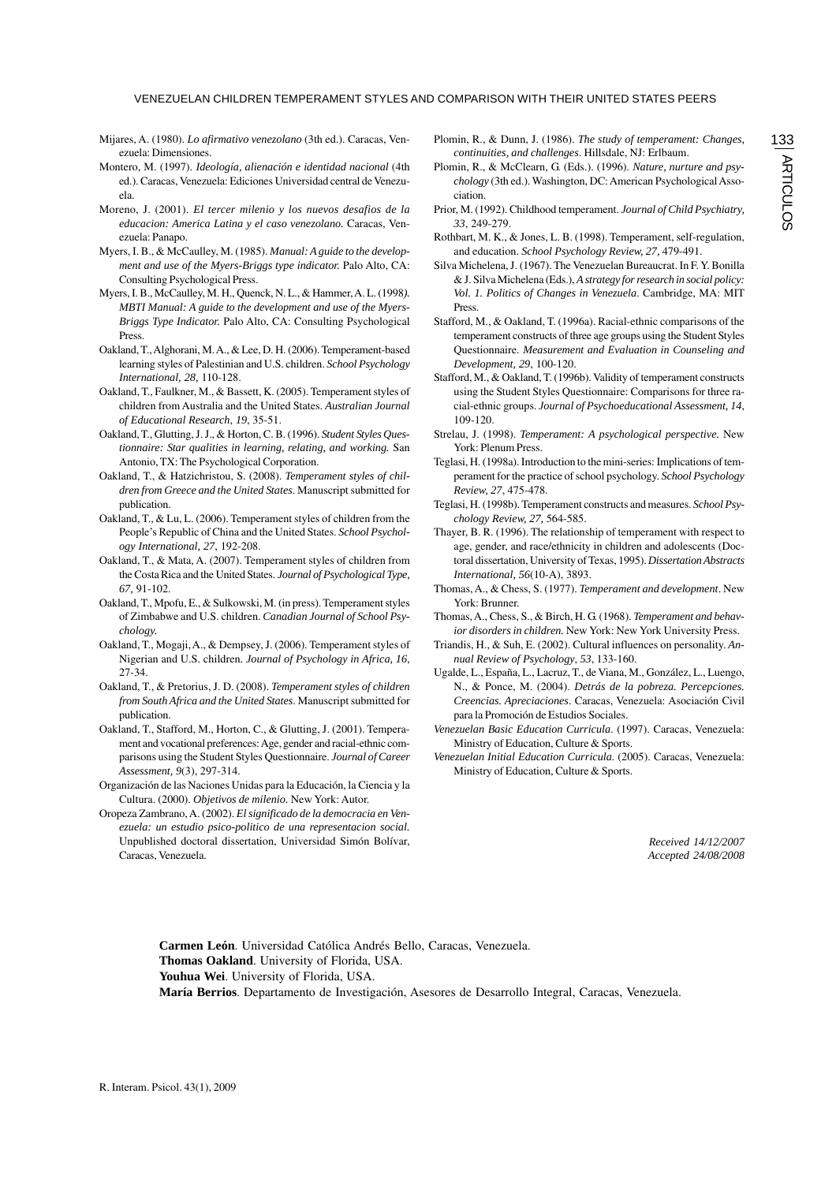Mijares, A. (1980). *Lo afirmativo venezolano* (3th ed.). Caracas, Venezuela: Dimensiones.

Montero, M. (1997). *Ideología, alienación e identidad nacional* (4th ed.). Caracas, Venezuela: Ediciones Universidad central de Venezuela.

Moreno, J. (2001). *El tercer milenio y los nuevos desafios de la educacion: America Latina y el caso venezolano.* Caracas, Venezuela: Panapo.

Myers, I. B., & McCaulley, M. (1985). *Manual: A guide to the development and use of the Myers-Briggs type indicator.* Palo Alto, CA: Consulting Psychological Press.

Myers, I. B., McCaulley, M. H., Quenck, N. L., & Hammer, A. L. (1998*). MBTI Manual: A guide to the development and use of the Myers-Briggs Type Indicator.* Palo Alto, CA: Consulting Psychological Press.

Oakland, T., Alghorani, M. A., & Lee, D. H. (2006). Temperament-based learning styles of Palestinian and U.S. children. *School Psychology International, 28,* 110-128.

Oakland, T., Faulkner, M., & Bassett, K. (2005). Temperament styles of children from Australia and the United States. *Australian Journal of Educational Research*, *19*, 35-51.

Oakland, T., Glutting, J. J., & Horton, C. B. (1996). *Student Styles Questionnaire: Star qualities in learning, relating, and working.* San Antonio, TX: The Psychological Corporation.

Oakland, T., & Hatzichristou, S. (2008). *Temperament styles of children from Greece and the United States*. Manuscript submitted for publication.

Oakland, T., & Lu, L. (2006). Temperament styles of children from the People's Republic of China and the United States. *School Psychology International, 27*, 192-208.

Oakland, T., & Mata, A. (2007). Temperament styles of children from the Costa Rica and the United States. *Journal of Psychological Type, 67*, 91-102.

Oakland, T., Mpofu, E., & Sulkowski, M. (in press). Temperament styles of Zimbabwe and U.S. children. *Canadian Journal of School Psychology.*

Oakland, T., Mogaji, A., & Dempsey, J. (2006). Temperament styles of Nigerian and U.S. children. *Journal of Psychology in Africa, 16*, 27-34.

Oakland, T., & Pretorius, J. D. (2008). *Temperament styles of children from South Africa and the United States*. Manuscript submitted for publication.

Oakland, T., Stafford, M., Horton, C., & Glutting, J. (2001). Temperament and vocational preferences: Age, gender and racial-ethnic comparisons using the Student Styles Questionnaire. *Journal of Career Assessment, 9*(3), 297-314.

Organización de las Naciones Unidas para la Educación, la Ciencia y la Cultura. (2000). *Objetivos de milenio.* New York: Autor.

Oropeza Zambrano, A. (2002). *El significado de la democracia en Venezuela: un estudio psico-politico de una representacion social.* Unpublished doctoral dissertation, Universidad Simón Bolívar, Caracas, Venezuela.

Plomin, R., & Dunn, J. (1986). *The study of temperament: Changes, continuities, and challenges*. Hillsdale, NJ: Erlbaum.

Plomin, R., & McClearn, G. (Eds.). (1996). *Nature, nurture and psychology* (3th ed.). Washington, DC: American Psychological Association.

Prior, M. (1992). Childhood temperament. *Journal of Child Psychiatry, 33*, 249-279.

Rothbart, M. K., & Jones, L. B. (1998). Temperament, self-regulation, and education. *School Psychology Review, 27,* 479-491.

Silva Michelena, J. (1967). The Venezuelan Bureaucrat. In F. Y. Bonilla & J. Silva Michelena (Eds.), *A strategy for research in social policy: Vol. 1. Politics of Changes in Venezuela*. Cambridge, MA: MIT Press.

Stafford, M., & Oakland, T. (1996a). Racial-ethnic comparisons of the temperament constructs of three age groups using the Student Styles Questionnaire. *Measurement and Evaluation in Counseling and Development, 29*, 100-120.

Stafford, M., & Oakland, T. (1996b). Validity of temperament constructs using the Student Styles Questionnaire: Comparisons for three racial-ethnic groups. *Journal of Psychoeducational Assessment, 14*, 109-120.

Strelau, J. (1998). *Temperament: A psychological perspective.* New York: Plenum Press.

Teglasi, H. (1998a). Introduction to the mini-series: Implications of temperament for the practice of school psychology. *School Psychology Review, 27*, 475-478.

Teglasi, H. (1998b). Temperament constructs and measures. *School Psychology Review, 27,* 564-585.

Thayer, B. R. (1996). The relationship of temperament with respect to age, gender, and race/ethnicity in children and adolescents (Doctoral dissertation, University of Texas, 1995). *Dissertation Abstracts International, 56*(10-A), 3893.

Thomas, A., & Chess, S. (1977). *Temperament and development*. New York: Brunner.

Thomas, A., Chess, S., & Birch, H. G. (1968). *Temperament and behavior disorders in children.* New York: New York University Press.

Triandis, H., & Suh, E. (2002). Cultural influences on personality. *Annual Review of Psychology*, *53*, 133-160.

Ugalde, L., España, L., Lacruz, T., de Viana, M., González, L., Luengo, N., & Ponce, M. (2004). *Detrás de la pobreza. Percepciones. Creencias. Apreciaciones*. Caracas, Venezuela: Asociación Civil para la Promoción de Estudios Sociales.

*Venezuelan Basic Education Curricula.* (1997). Caracas, Venezuela: Ministry of Education, Culture & Sports.

*Venezuelan Initial Education Curricula.* (2005). Caracas, Venezuela: Ministry of Education, Culture & Sports.

*Received 14/12/2007*
*Accepted 24/08/2008*

**Carmen León**. Universidad Católica Andrés Bello, Caracas, Venezuela.
**Thomas Oakland**. University of Florida, USA.
**Youhua Wei**. University of Florida, USA.
**María Berrios**. Departamento de Investigación, Asesores de Desarrollo Integral, Caracas, Venezuela.